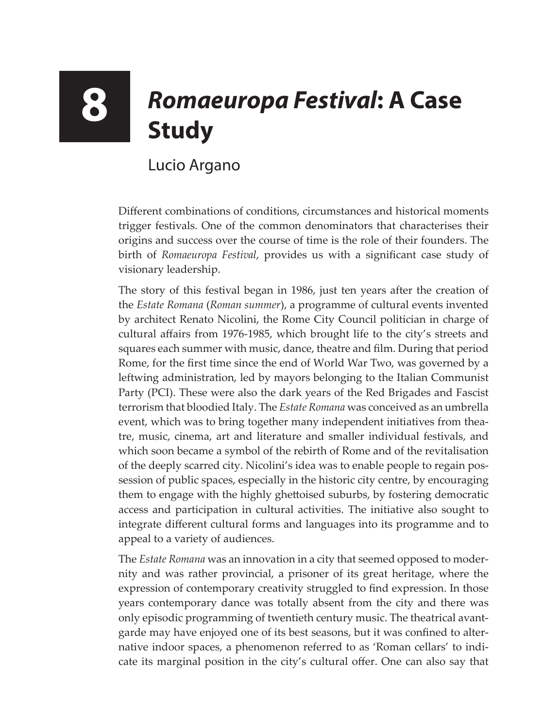# 8 *Romaeuropa Festival*: A Case Study

Lucio Argano

Different combinations of conditions, circumstances and historical moments trigger festivals. One of the common denominators that characterises their origins and success over the course of time is the role of their founders. The birth of *Romaeuropa Festival*, provides us with a significant case study of visionary leadership.

The story of this festival began in 1986, just ten years after the creation of the *Estate Romana* (*Roman summer*), a programme of cultural events invented by architect Renato Nicolini, the Rome City Council politician in charge of cultural affairs from 1976-1985, which brought life to the city's streets and squares each summer with music, dance, theatre and film. During that period Rome, for the first time since the end of World War Two, was governed by a leftwing administration, led by mayors belonging to the Italian Communist Party (PCI). These were also the dark years of the Red Brigades and Fascist terrorism that bloodied Italy. The *Estate Romana* was conceived as an umbrella event, which was to bring together many independent initiatives from theatre, music, cinema, art and literature and smaller individual festivals, and which soon became a symbol of the rebirth of Rome and of the revitalisation of the deeply scarred city. Nicolini's idea was to enable people to regain possession of public spaces, especially in the historic city centre, by encouraging them to engage with the highly ghettoised suburbs, by fostering democratic access and participation in cultural activities. The initiative also sought to integrate different cultural forms and languages into its programme and to appeal to a variety of audiences.

The *Estate Romana* was an innovation in a city that seemed opposed to modernity and was rather provincial, a prisoner of its great heritage, where the expression of contemporary creativity struggled to find expression. In those years contemporary dance was totally absent from the city and there was only episodic programming of twentieth century music. The theatrical avant-garde may have enjoyed one of its best seasons, but it was confined to alternative indoor spaces, a phenomenon referred to as 'Roman cellars' to indicate its marginal position in the city's cultural offer. One can also say that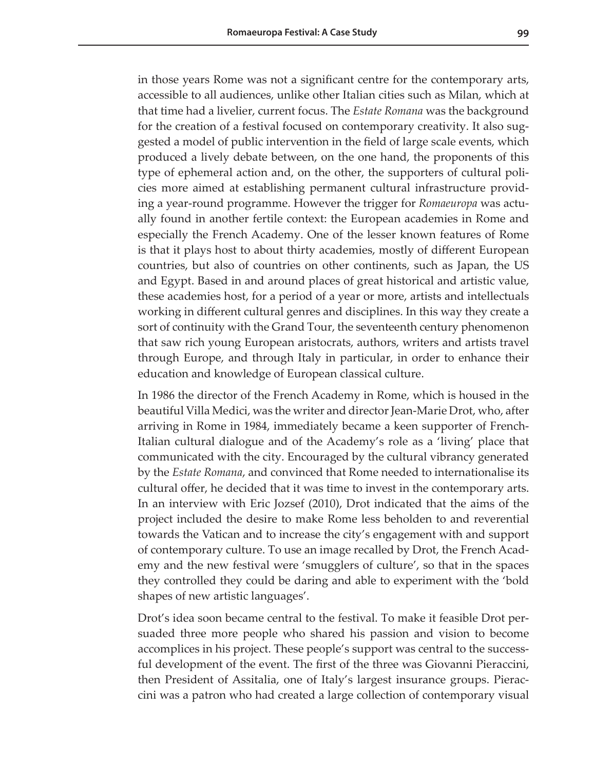in those years Rome was not a significant centre for the contemporary arts, accessible to all audiences, unlike other Italian cities such as Milan, which at that time had a livelier, current focus. The *Estate Romana* was the background for the creation of a festival focused on contemporary creativity. It also suggested a model of public intervention in the field of large scale events, which produced a lively debate between, on the one hand, the proponents of this type of ephemeral action and, on the other, the supporters of cultural policies more aimed at establishing permanent cultural infrastructure providing a year-round programme. However the trigger for *Romaeuropa* was actually found in another fertile context: the European academies in Rome and especially the French Academy. One of the lesser known features of Rome is that it plays host to about thirty academies, mostly of different European countries, but also of countries on other continents, such as Japan, the US and Egypt. Based in and around places of great historical and artistic value, these academies host, for a period of a year or more, artists and intellectuals working in different cultural genres and disciplines. In this way they create a sort of continuity with the Grand Tour, the seventeenth century phenomenon that saw rich young European aristocrats, authors, writers and artists travel through Europe, and through Italy in particular, in order to enhance their education and knowledge of European classical culture.

In 1986 the director of the French Academy in Rome, which is housed in the beautiful Villa Medici, was the writer and director Jean-Marie Drot, who, after arriving in Rome in 1984, immediately became a keen supporter of French-Italian cultural dialogue and of the Academy's role as a 'living' place that communicated with the city. Encouraged by the cultural vibrancy generated by the *Estate Romana*, and convinced that Rome needed to internationalise its cultural offer, he decided that it was time to invest in the contemporary arts. In an interview with Eric Jozsef (2010), Drot indicated that the aims of the project included the desire to make Rome less beholden to and reverential towards the Vatican and to increase the city's engagement with and support of contemporary culture. To use an image recalled by Drot, the French Academy and the new festival were 'smugglers of culture', so that in the spaces they controlled they could be daring and able to experiment with the 'bold shapes of new artistic languages'.

Drot's idea soon became central to the festival. To make it feasible Drot persuaded three more people who shared his passion and vision to become accomplices in his project. These people's support was central to the successful development of the event. The first of the three was Giovanni Pieraccini, then President of Assitalia, one of Italy's largest insurance groups. Pieraccini was a patron who had created a large collection of contemporary visual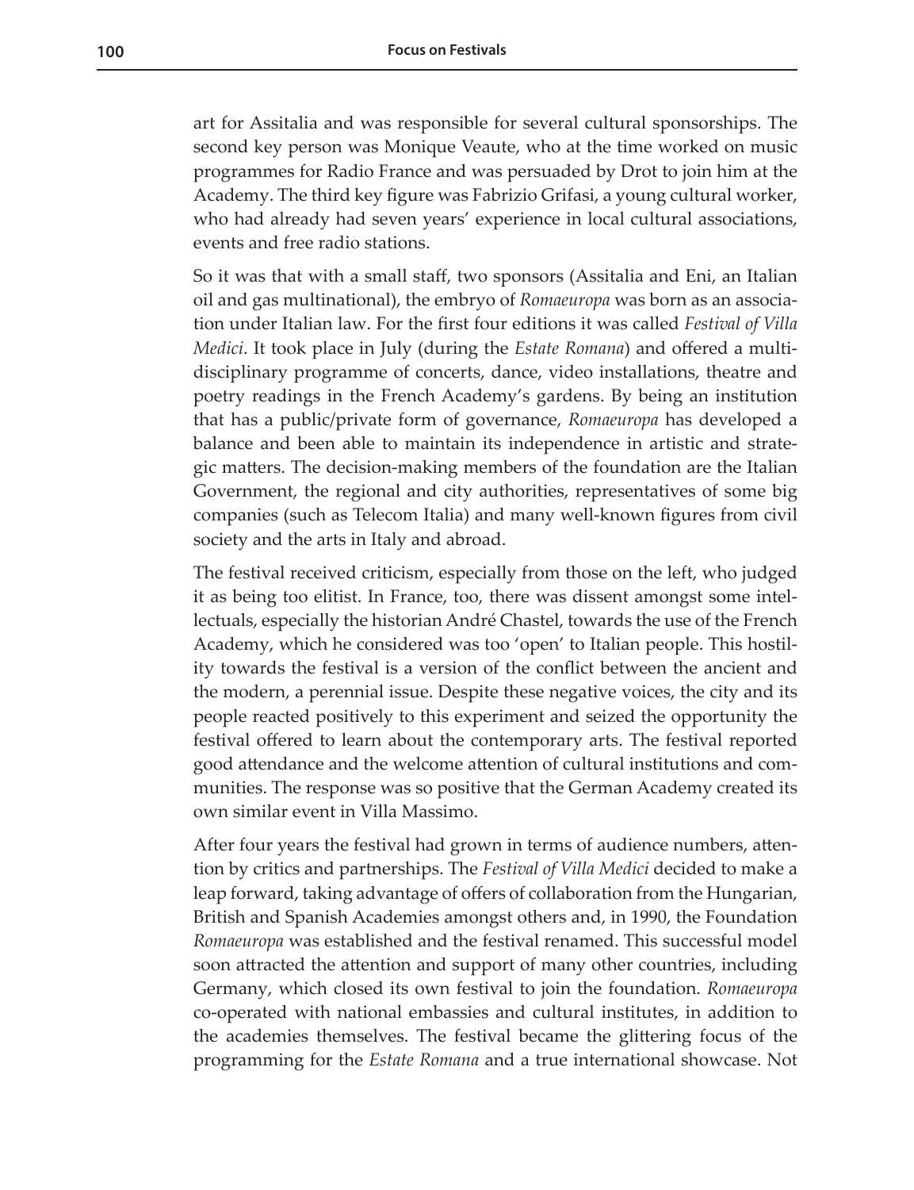art for Assitalia and was responsible for several cultural sponsorships. The second key person was Monique Veaute, who at the time worked on music programmes for Radio France and was persuaded by Drot to join him at the Academy. The third key figure was Fabrizio Grifasi, a young cultural worker, who had already had seven years' experience in local cultural associations, events and free radio stations.

So it was that with a small staff, two sponsors (Assitalia and Eni, an Italian oil and gas multinational), the embryo of *Romaeuropa* was born as an association under Italian law. For the first four editions it was called *Festival of Villa Medici*. It took place in July (during the *Estate Romana*) and offered a multidisciplinary programme of concerts, dance, video installations, theatre and poetry readings in the French Academy's gardens. By being an institution that has a public/private form of governance, *Romaeuropa* has developed a balance and been able to maintain its independence in artistic and strategic matters. The decision-making members of the foundation are the Italian Government, the regional and city authorities, representatives of some big companies (such as Telecom Italia) and many well-known figures from civil society and the arts in Italy and abroad.

The festival received criticism, especially from those on the left, who judged it as being too elitist. In France, too, there was dissent amongst some intellectuals, especially the historian André Chastel, towards the use of the French Academy, which he considered was too 'open' to Italian people. This hostility towards the festival is a version of the conflict between the ancient and the modern, a perennial issue. Despite these negative voices, the city and its people reacted positively to this experiment and seized the opportunity the festival offered to learn about the contemporary arts. The festival reported good attendance and the welcome attention of cultural institutions and communities. The response was so positive that the German Academy created its own similar event in Villa Massimo.

After four years the festival had grown in terms of audience numbers, attention by critics and partnerships. The *Festival of Villa Medici* decided to make a leap forward, taking advantage of offers of collaboration from the Hungarian, British and Spanish Academies amongst others and, in 1990, the Foundation *Romaeuropa* was established and the festival renamed. This successful model soon attracted the attention and support of many other countries, including Germany, which closed its own festival to join the foundation. *Romaeuropa* co-operated with national embassies and cultural institutes, in addition to the academies themselves. The festival became the glittering focus of the programming for the *Estate Romana* and a true international showcase. Not